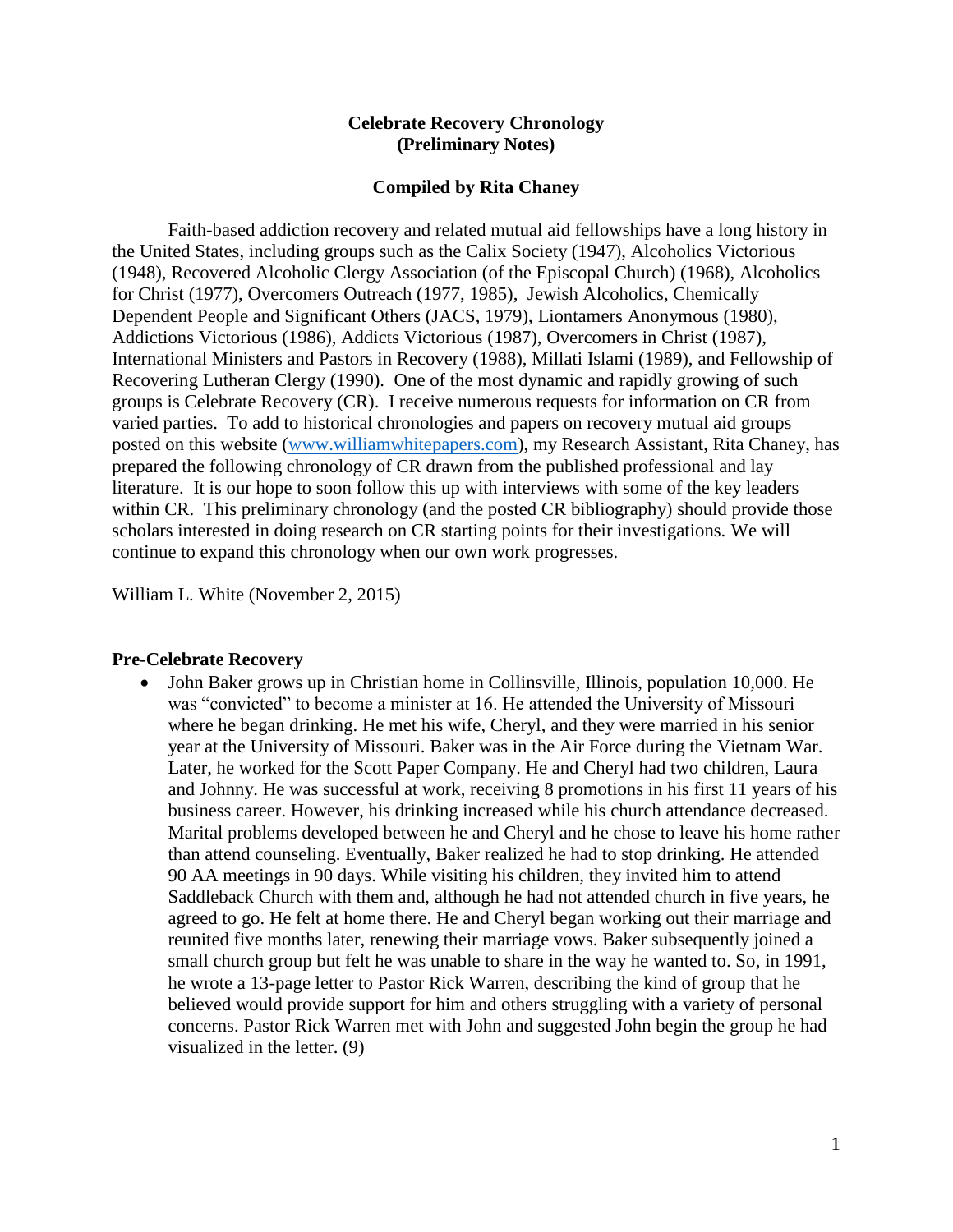# Celebrate Recovery Chronology
## (Preliminary Notes)

### Compiled by Rita Chaney

Faith-based addiction recovery and related mutual aid fellowships have a long history in the United States, including groups such as the Calix Society (1947), Alcoholics Victorious (1948), Recovered Alcoholic Clergy Association (of the Episcopal Church) (1968), Alcoholics for Christ (1977), Overcomers Outreach (1977, 1985), Jewish Alcoholics, Chemically Dependent People and Significant Others (JACS, 1979), Liontamers Anonymous (1980), Addictions Victorious (1986), Addicts Victorious (1987), Overcomers in Christ (1987), International Ministers and Pastors in Recovery (1988), Millati Islami (1989), and Fellowship of Recovering Lutheran Clergy (1990). One of the most dynamic and rapidly growing of such groups is Celebrate Recovery (CR). I receive numerous requests for information on CR from varied parties. To add to historical chronologies and papers on recovery mutual aid groups posted on this website (www.williamwhitepapers.com), my Research Assistant, Rita Chaney, has prepared the following chronology of CR drawn from the published professional and lay literature. It is our hope to soon follow this up with interviews with some of the key leaders within CR. This preliminary chronology (and the posted CR bibliography) should provide those scholars interested in doing research on CR starting points for their investigations. We will continue to expand this chronology when our own work progresses.

William L. White (November 2, 2015)

**Pre-Celebrate Recovery**

- John Baker grows up in Christian home in Collinsville, Illinois, population 10,000. He was "convicted" to become a minister at 16. He attended the University of Missouri where he began drinking. He met his wife, Cheryl, and they were married in his senior year at the University of Missouri. Baker was in the Air Force during the Vietnam War. Later, he worked for the Scott Paper Company. He and Cheryl had two children, Laura and Johnny. He was successful at work, receiving 8 promotions in his first 11 years of his business career. However, his drinking increased while his church attendance decreased. Marital problems developed between he and Cheryl and he chose to leave his home rather than attend counseling. Eventually, Baker realized he had to stop drinking. He attended 90 AA meetings in 90 days. While visiting his children, they invited him to attend Saddleback Church with them and, although he had not attended church in five years, he agreed to go. He felt at home there. He and Cheryl began working out their marriage and reunited five months later, renewing their marriage vows. Baker subsequently joined a small church group but felt he was unable to share in the way he wanted to. So, in 1991, he wrote a 13-page letter to Pastor Rick Warren, describing the kind of group that he believed would provide support for him and others struggling with a variety of personal concerns. Pastor Rick Warren met with John and suggested John begin the group he had visualized in the letter. (9)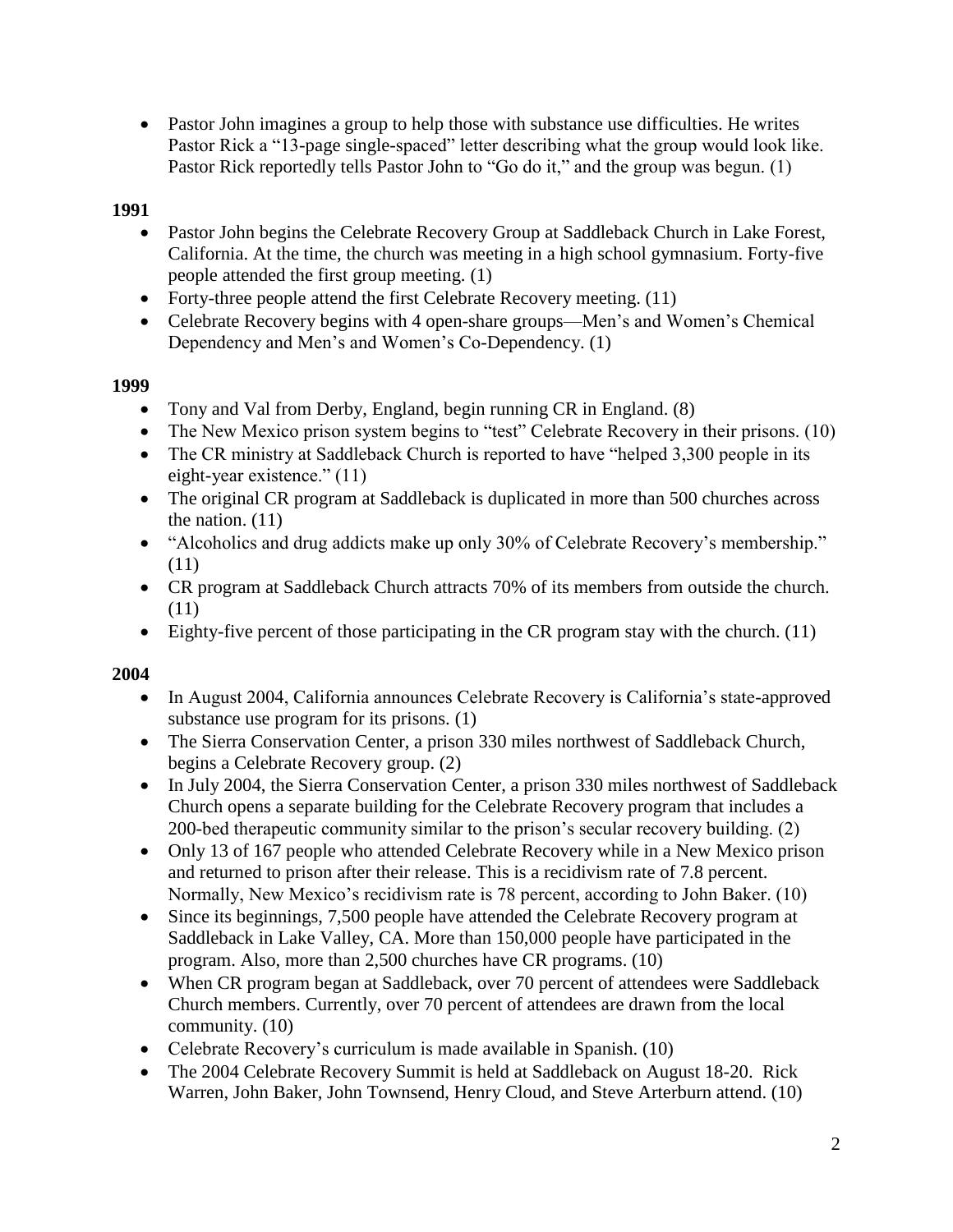- Pastor John imagines a group to help those with substance use difficulties. He writes Pastor Rick a "13-page single-spaced" letter describing what the group would look like. Pastor Rick reportedly tells Pastor John to "Go do it," and the group was begun. (1)

**1991**

- Pastor John begins the Celebrate Recovery Group at Saddleback Church in Lake Forest, California. At the time, the church was meeting in a high school gymnasium. Forty-five people attended the first group meeting. (1)
- Forty-three people attend the first Celebrate Recovery meeting. (11)
- Celebrate Recovery begins with 4 open-share groups—Men's and Women's Chemical Dependency and Men's and Women's Co-Dependency. (1)

**1999**

- Tony and Val from Derby, England, begin running CR in England. (8)
- The New Mexico prison system begins to "test" Celebrate Recovery in their prisons. (10)
- The CR ministry at Saddleback Church is reported to have "helped 3,300 people in its eight-year existence." (11)
- The original CR program at Saddleback is duplicated in more than 500 churches across the nation. (11)
- "Alcoholics and drug addicts make up only 30% of Celebrate Recovery's membership." (11)
- CR program at Saddleback Church attracts 70% of its members from outside the church. (11)
- Eighty-five percent of those participating in the CR program stay with the church. (11)

**2004**

- In August 2004, California announces Celebrate Recovery is California's state-approved substance use program for its prisons. (1)
- The Sierra Conservation Center, a prison 330 miles northwest of Saddleback Church, begins a Celebrate Recovery group. (2)
- In July 2004, the Sierra Conservation Center, a prison 330 miles northwest of Saddleback Church opens a separate building for the Celebrate Recovery program that includes a 200-bed therapeutic community similar to the prison's secular recovery building. (2)
- Only 13 of 167 people who attended Celebrate Recovery while in a New Mexico prison and returned to prison after their release. This is a recidivism rate of 7.8 percent. Normally, New Mexico's recidivism rate is 78 percent, according to John Baker. (10)
- Since its beginnings, 7,500 people have attended the Celebrate Recovery program at Saddleback in Lake Valley, CA. More than 150,000 people have participated in the program. Also, more than 2,500 churches have CR programs. (10)
- When CR program began at Saddleback, over 70 percent of attendees were Saddleback Church members. Currently, over 70 percent of attendees are drawn from the local community. (10)
- Celebrate Recovery's curriculum is made available in Spanish. (10)
- The 2004 Celebrate Recovery Summit is held at Saddleback on August 18-20. Rick Warren, John Baker, John Townsend, Henry Cloud, and Steve Arterburn attend. (10)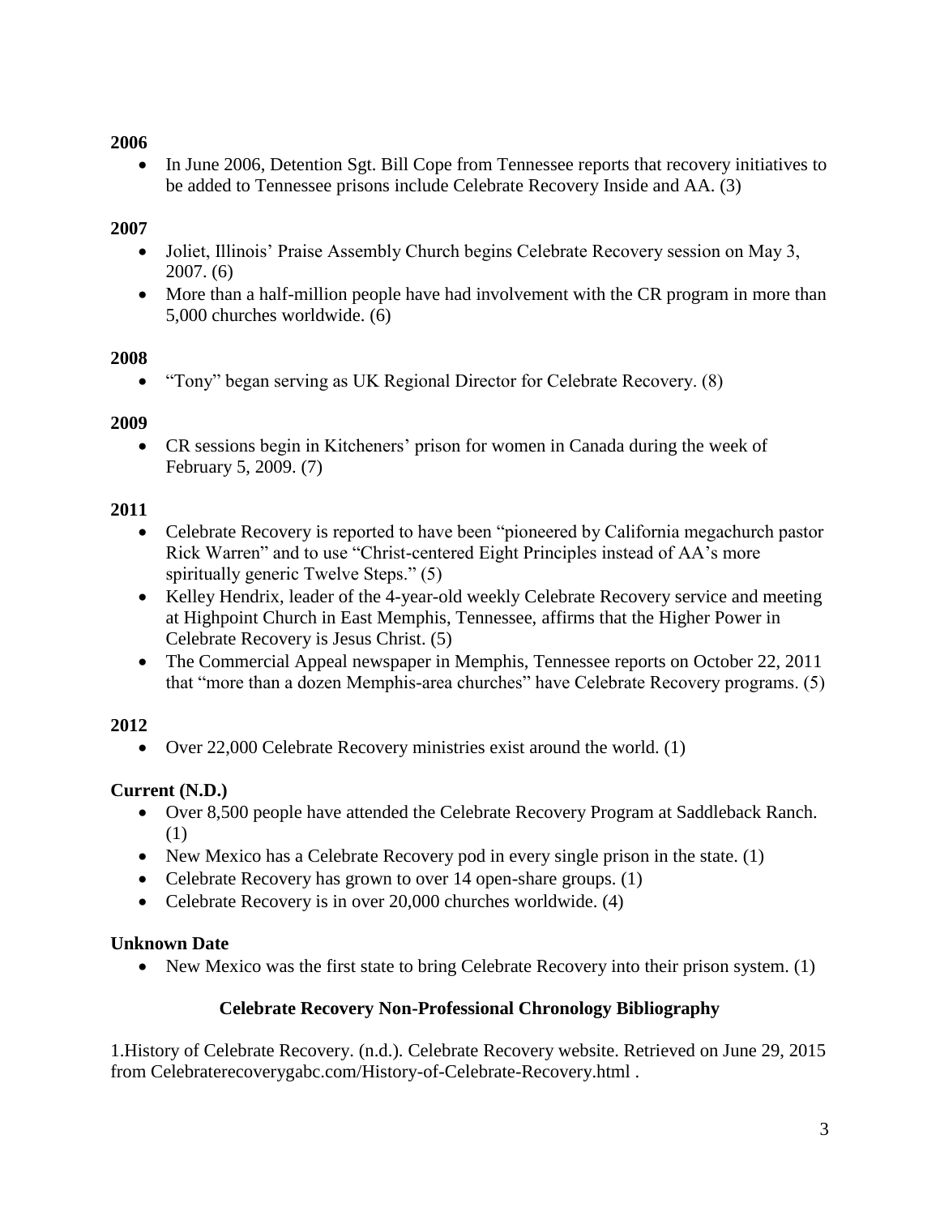**2006**

- In June 2006, Detention Sgt. Bill Cope from Tennessee reports that recovery initiatives to be added to Tennessee prisons include Celebrate Recovery Inside and AA. (3)

**2007**

- Joliet, Illinois' Praise Assembly Church begins Celebrate Recovery session on May 3, 2007. (6)
- More than a half-million people have had involvement with the CR program in more than 5,000 churches worldwide. (6)

**2008**

- "Tony" began serving as UK Regional Director for Celebrate Recovery. (8)

**2009**

- CR sessions begin in Kitcheners' prison for women in Canada during the week of February 5, 2009. (7)

**2011**

- Celebrate Recovery is reported to have been "pioneered by California megachurch pastor Rick Warren" and to use "Christ-centered Eight Principles instead of AA's more spiritually generic Twelve Steps." (5)
- Kelley Hendrix, leader of the 4-year-old weekly Celebrate Recovery service and meeting at Highpoint Church in East Memphis, Tennessee, affirms that the Higher Power in Celebrate Recovery is Jesus Christ. (5)
- The Commercial Appeal newspaper in Memphis, Tennessee reports on October 22, 2011 that "more than a dozen Memphis-area churches" have Celebrate Recovery programs. (5)

**2012**

- Over 22,000 Celebrate Recovery ministries exist around the world. (1)

**Current (N.D.)**

- Over 8,500 people have attended the Celebrate Recovery Program at Saddleback Ranch. (1)
- New Mexico has a Celebrate Recovery pod in every single prison in the state. (1)
- Celebrate Recovery has grown to over 14 open-share groups. (1)
- Celebrate Recovery is in over 20,000 churches worldwide. (4)

**Unknown Date**

- New Mexico was the first state to bring Celebrate Recovery into their prison system. (1)

## Celebrate Recovery Non-Professional Chronology Bibliography

1.History of Celebrate Recovery. (n.d.). Celebrate Recovery website. Retrieved on June 29, 2015 from Celebraterecoverygabc.com/History-of-Celebrate-Recovery.html .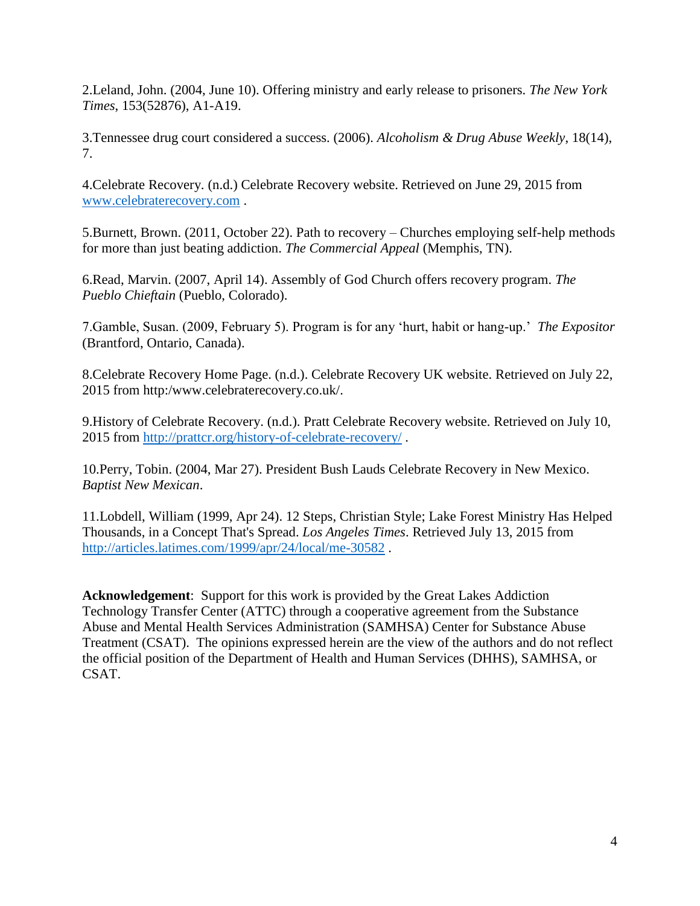2.Leland, John. (2004, June 10). Offering ministry and early release to prisoners. *The New York Times*, 153(52876), A1-A19.

3.Tennessee drug court considered a success. (2006). *Alcoholism & Drug Abuse Weekly*, 18(14), 7.

4.Celebrate Recovery. (n.d.) Celebrate Recovery website. Retrieved on June 29, 2015 from [www.celebraterecovery.com](www.celebraterecovery.com) .

5.Burnett, Brown. (2011, October 22). Path to recovery – Churches employing self-help methods for more than just beating addiction. *The Commercial Appeal* (Memphis, TN).

6.Read, Marvin. (2007, April 14). Assembly of God Church offers recovery program. *The Pueblo Chieftain* (Pueblo, Colorado).

7.Gamble, Susan. (2009, February 5). Program is for any 'hurt, habit or hang-up.' *The Expositor* (Brantford, Ontario, Canada).

8.Celebrate Recovery Home Page. (n.d.). Celebrate Recovery UK website. Retrieved on July 22, 2015 from http:/www.celebraterecovery.co.uk/.

9.History of Celebrate Recovery. (n.d.). Pratt Celebrate Recovery website. Retrieved on July 10, 2015 from [http://prattcr.org/history-of-celebrate-recovery/](http://prattcr.org/history-of-celebrate-recovery/) .

10.Perry, Tobin. (2004, Mar 27). President Bush Lauds Celebrate Recovery in New Mexico. *Baptist New Mexican*.

11.Lobdell, William (1999, Apr 24). 12 Steps, Christian Style; Lake Forest Ministry Has Helped Thousands, in a Concept That's Spread. *Los Angeles Times*. Retrieved July 13, 2015 from [http://articles.latimes.com/1999/apr/24/local/me-30582](http://articles.latimes.com/1999/apr/24/local/me-30582) .

**Acknowledgement**: Support for this work is provided by the Great Lakes Addiction Technology Transfer Center (ATTC) through a cooperative agreement from the Substance Abuse and Mental Health Services Administration (SAMHSA) Center for Substance Abuse Treatment (CSAT). The opinions expressed herein are the view of the authors and do not reflect the official position of the Department of Health and Human Services (DHHS), SAMHSA, or CSAT.